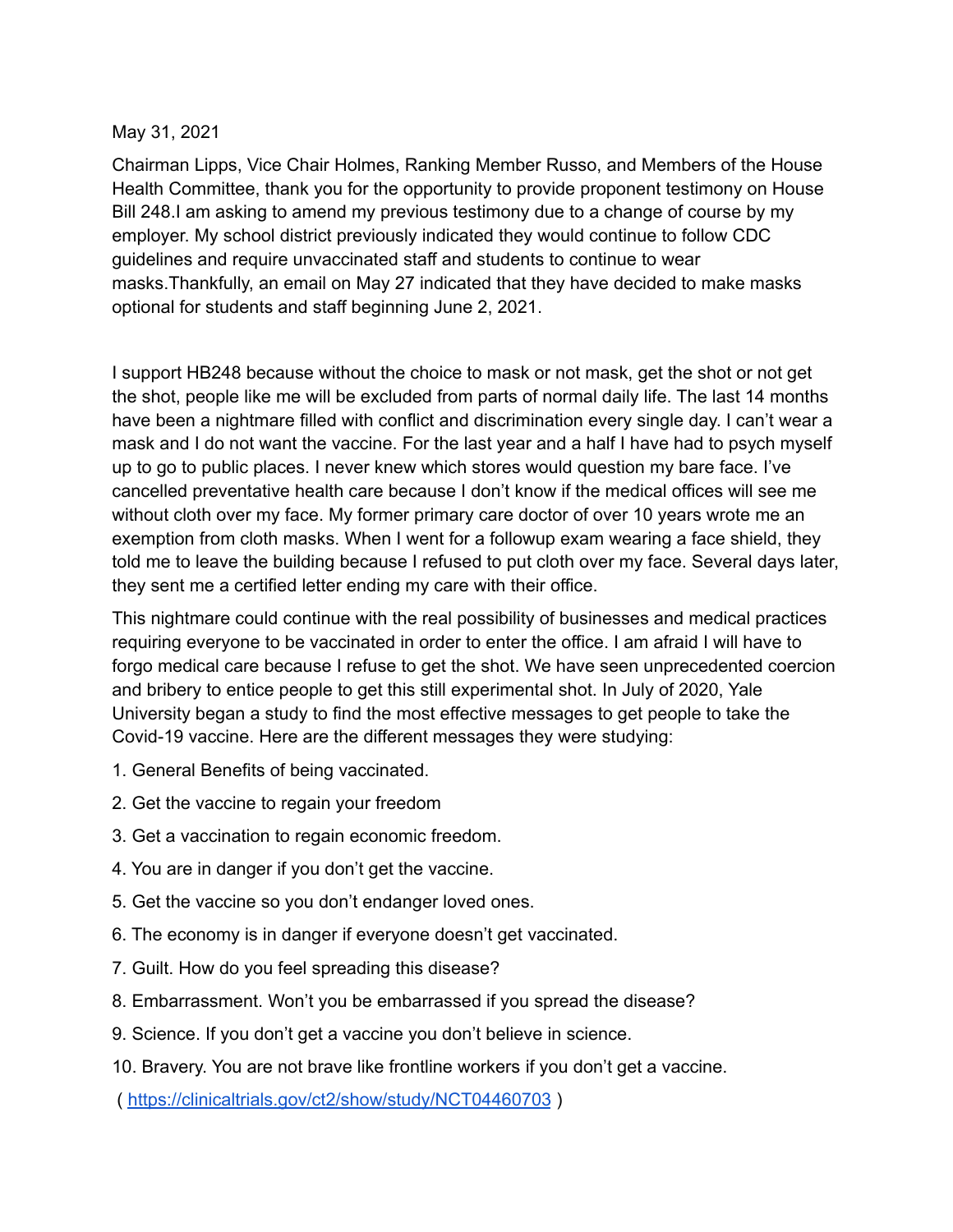May 31, 2021

Chairman Lipps, Vice Chair Holmes, Ranking Member Russo, and Members of the House Health Committee, thank you for the opportunity to provide proponent testimony on House Bill 248.I am asking to amend my previous testimony due to a change of course by my employer. My school district previously indicated they would continue to follow CDC guidelines and require unvaccinated staff and students to continue to wear masks.Thankfully, an email on May 27 indicated that they have decided to make masks optional for students and staff beginning June 2, 2021.

I support HB248 because without the choice to mask or not mask, get the shot or not get the shot, people like me will be excluded from parts of normal daily life. The last 14 months have been a nightmare filled with conflict and discrimination every single day. I can't wear a mask and I do not want the vaccine. For the last year and a half I have had to psych myself up to go to public places. I never knew which stores would question my bare face. I've cancelled preventative health care because I don't know if the medical offices will see me without cloth over my face. My former primary care doctor of over 10 years wrote me an exemption from cloth masks. When I went for a followup exam wearing a face shield, they told me to leave the building because I refused to put cloth over my face. Several days later, they sent me a certified letter ending my care with their office.

This nightmare could continue with the real possibility of businesses and medical practices requiring everyone to be vaccinated in order to enter the office. I am afraid I will have to forgo medical care because I refuse to get the shot. We have seen unprecedented coercion and bribery to entice people to get this still experimental shot. In July of 2020, Yale University began a study to find the most effective messages to get people to take the Covid-19 vaccine. Here are the different messages they were studying:

1. General Benefits of being vaccinated.
2. Get the vaccine to regain your freedom
3. Get a vaccination to regain economic freedom.
4. You are in danger if you don't get the vaccine.
5. Get the vaccine so you don't endanger loved ones.
6. The economy is in danger if everyone doesn't get vaccinated.
7. Guilt. How do you feel spreading this disease?
8. Embarrassment. Won't you be embarrassed if you spread the disease?
9. Science. If you don't get a vaccine you don't believe in science.
10. Bravery. You are not brave like frontline workers if you don't get a vaccine.

( [https://clinicaltrials.gov/ct2/show/study/NCT04460703](https://clinicaltrials.gov/ct2/show/study/NCT04460703) )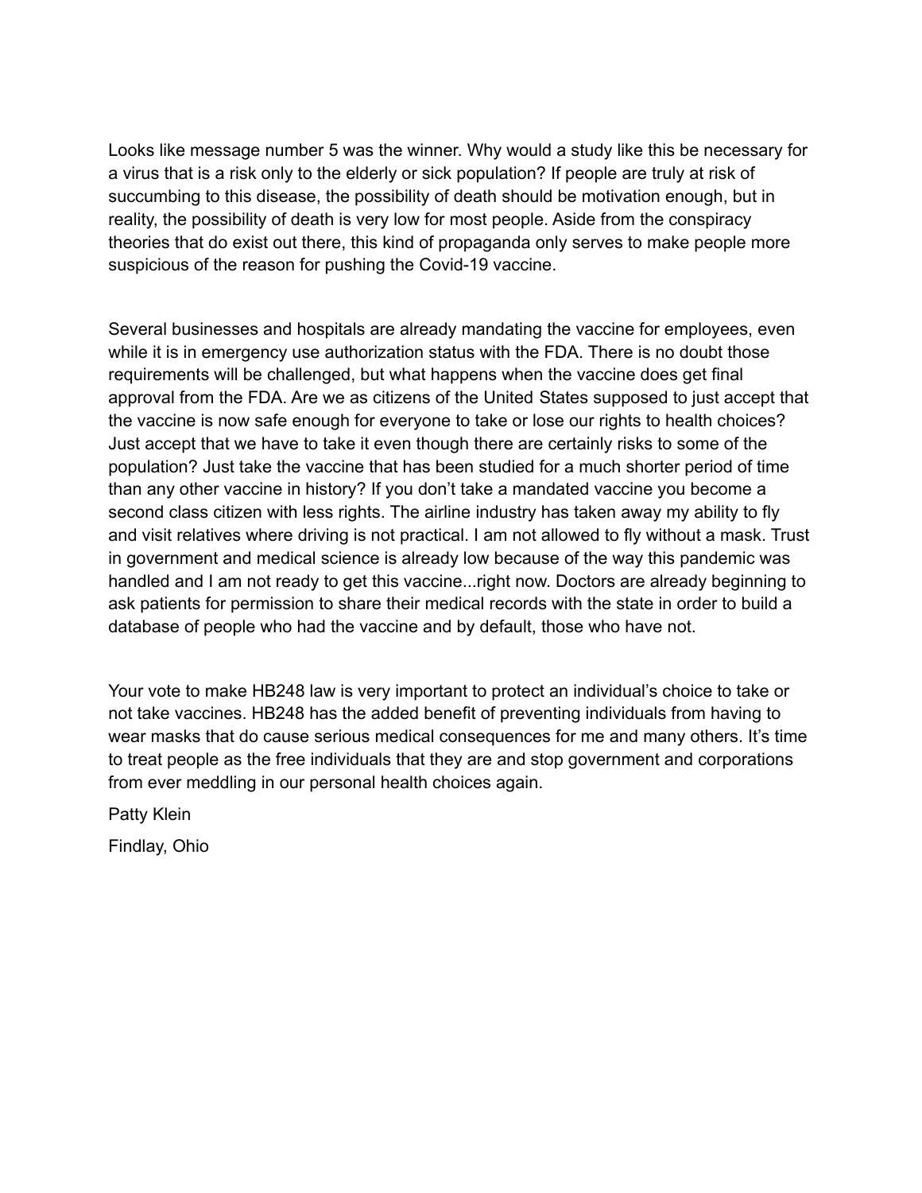Looks like message number 5 was the winner. Why would a study like this be necessary for a virus that is a risk only to the elderly or sick population? If people are truly at risk of succumbing to this disease, the possibility of death should be motivation enough, but in reality, the possibility of death is very low for most people. Aside from the conspiracy theories that do exist out there, this kind of propaganda only serves to make people more suspicious of the reason for pushing the Covid-19 vaccine.

Several businesses and hospitals are already mandating the vaccine for employees, even while it is in emergency use authorization status with the FDA. There is no doubt those requirements will be challenged, but what happens when the vaccine does get final approval from the FDA. Are we as citizens of the United States supposed to just accept that the vaccine is now safe enough for everyone to take or lose our rights to health choices? Just accept that we have to take it even though there are certainly risks to some of the population? Just take the vaccine that has been studied for a much shorter period of time than any other vaccine in history? If you don't take a mandated vaccine you become a second class citizen with less rights. The airline industry has taken away my ability to fly and visit relatives where driving is not practical. I am not allowed to fly without a mask. Trust in government and medical science is already low because of the way this pandemic was handled and I am not ready to get this vaccine...right now. Doctors are already beginning to ask patients for permission to share their medical records with the state in order to build a database of people who had the vaccine and by default, those who have not.

Your vote to make HB248 law is very important to protect an individual's choice to take or not take vaccines. HB248 has the added benefit of preventing individuals from having to wear masks that do cause serious medical consequences for me and many others. It's time to treat people as the free individuals that they are and stop government and corporations from ever meddling in our personal health choices again.

Patty Klein

Findlay, Ohio